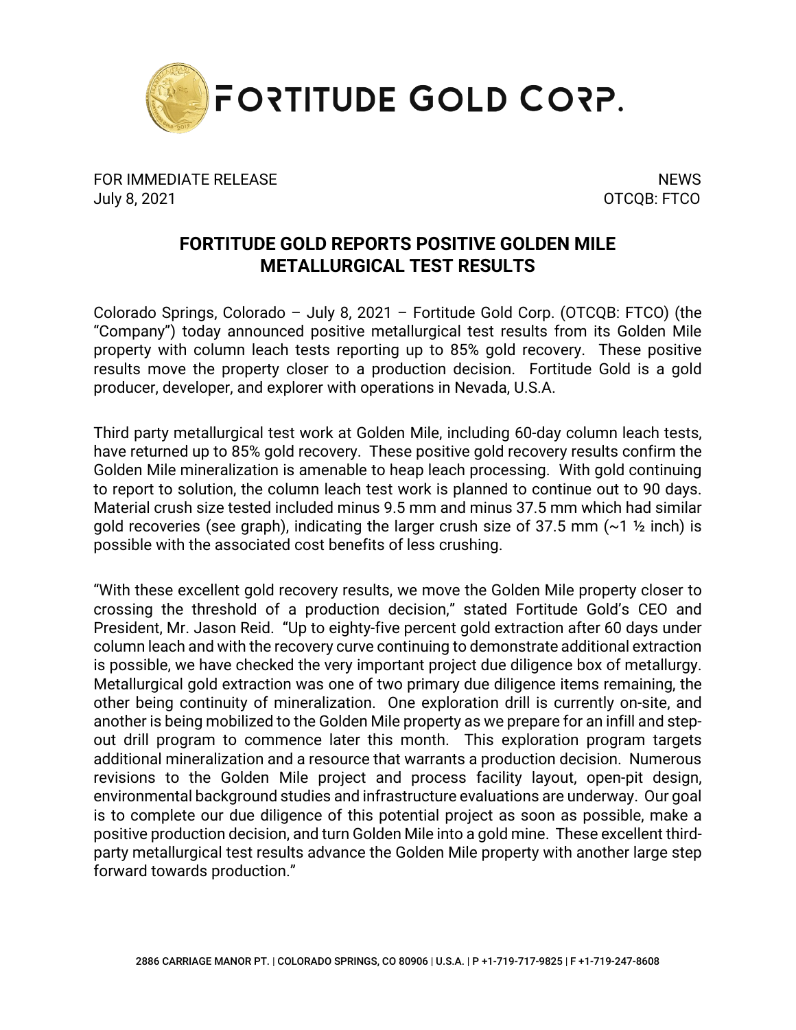FORTITUDE GOLD CORP.

FOR IMMEDIATE RELEASE  
July 8, 2021

NEWS  
OTCQB: FTCO

# FORTITUDE GOLD REPORTS POSITIVE GOLDEN MILE METALLURGICAL TEST RESULTS

Colorado Springs, Colorado – July 8, 2021 – Fortitude Gold Corp. (OTCQB: FTCO) (the "Company") today announced positive metallurgical test results from its Golden Mile property with column leach tests reporting up to 85% gold recovery. These positive results move the property closer to a production decision. Fortitude Gold is a gold producer, developer, and explorer with operations in Nevada, U.S.A.

Third party metallurgical test work at Golden Mile, including 60-day column leach tests, have returned up to 85% gold recovery. These positive gold recovery results confirm the Golden Mile mineralization is amenable to heap leach processing. With gold continuing to report to solution, the column leach test work is planned to continue out to 90 days. Material crush size tested included minus 9.5 mm and minus 37.5 mm which had similar gold recoveries (see graph), indicating the larger crush size of 37.5 mm (~1 ½ inch) is possible with the associated cost benefits of less crushing.

"With these excellent gold recovery results, we move the Golden Mile property closer to crossing the threshold of a production decision," stated Fortitude Gold's CEO and President, Mr. Jason Reid. "Up to eighty-five percent gold extraction after 60 days under column leach and with the recovery curve continuing to demonstrate additional extraction is possible, we have checked the very important project due diligence box of metallurgy. Metallurgical gold extraction was one of two primary due diligence items remaining, the other being continuity of mineralization. One exploration drill is currently on-site, and another is being mobilized to the Golden Mile property as we prepare for an infill and step-out drill program to commence later this month. This exploration program targets additional mineralization and a resource that warrants a production decision. Numerous revisions to the Golden Mile project and process facility layout, open-pit design, environmental background studies and infrastructure evaluations are underway. Our goal is to complete our due diligence of this potential project as soon as possible, make a positive production decision, and turn Golden Mile into a gold mine. These excellent third-party metallurgical test results advance the Golden Mile property with another large step forward towards production."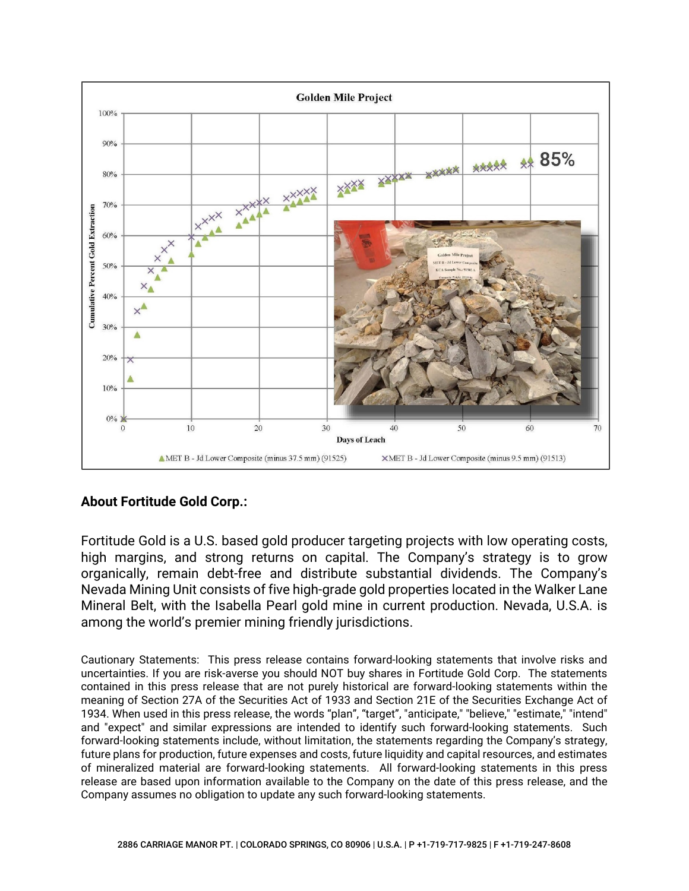**Golden Mile Project**

Cumulative Percent Gold Extraction vs. Days of Leach — 85%

▲ MET B - Jd Lower Composite (minus 37.5 mm) (91525)    ✕ MET B - Jd Lower Composite (minus 9.5 mm) (91513)

**About Fortitude Gold Corp.:**

Fortitude Gold is a U.S. based gold producer targeting projects with low operating costs, high margins, and strong returns on capital. The Company's strategy is to grow organically, remain debt-free and distribute substantial dividends. The Company's Nevada Mining Unit consists of five high-grade gold properties located in the Walker Lane Mineral Belt, with the Isabella Pearl gold mine in current production. Nevada, U.S.A. is among the world's premier mining friendly jurisdictions.

Cautionary Statements: This press release contains forward-looking statements that involve risks and uncertainties. If you are risk-averse you should NOT buy shares in Fortitude Gold Corp. The statements contained in this press release that are not purely historical are forward-looking statements within the meaning of Section 27A of the Securities Act of 1933 and Section 21E of the Securities Exchange Act of 1934. When used in this press release, the words "plan", "target", "anticipate," "believe," "estimate," "intend" and "expect" and similar expressions are intended to identify such forward-looking statements. Such forward-looking statements include, without limitation, the statements regarding the Company's strategy, future plans for production, future expenses and costs, future liquidity and capital resources, and estimates of mineralized material are forward-looking statements. All forward-looking statements in this press release are based upon information available to the Company on the date of this press release, and the Company assumes no obligation to update any such forward-looking statements.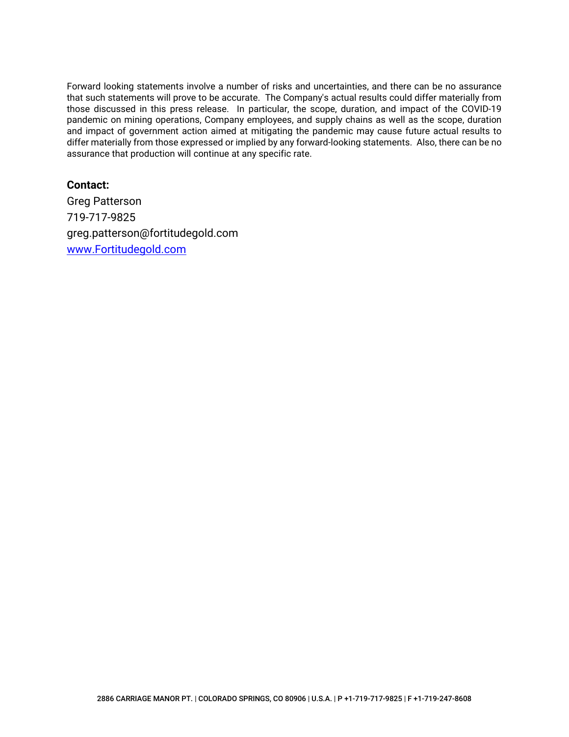Forward looking statements involve a number of risks and uncertainties, and there can be no assurance that such statements will prove to be accurate. The Company's actual results could differ materially from those discussed in this press release. In particular, the scope, duration, and impact of the COVID-19 pandemic on mining operations, Company employees, and supply chains as well as the scope, duration and impact of government action aimed at mitigating the pandemic may cause future actual results to differ materially from those expressed or implied by any forward-looking statements. Also, there can be no assurance that production will continue at any specific rate.

**Contact:**

Greg Patterson
719-717-9825
greg.patterson@fortitudegold.com
[www.Fortitudegold.com](http://www.Fortitudegold.com)